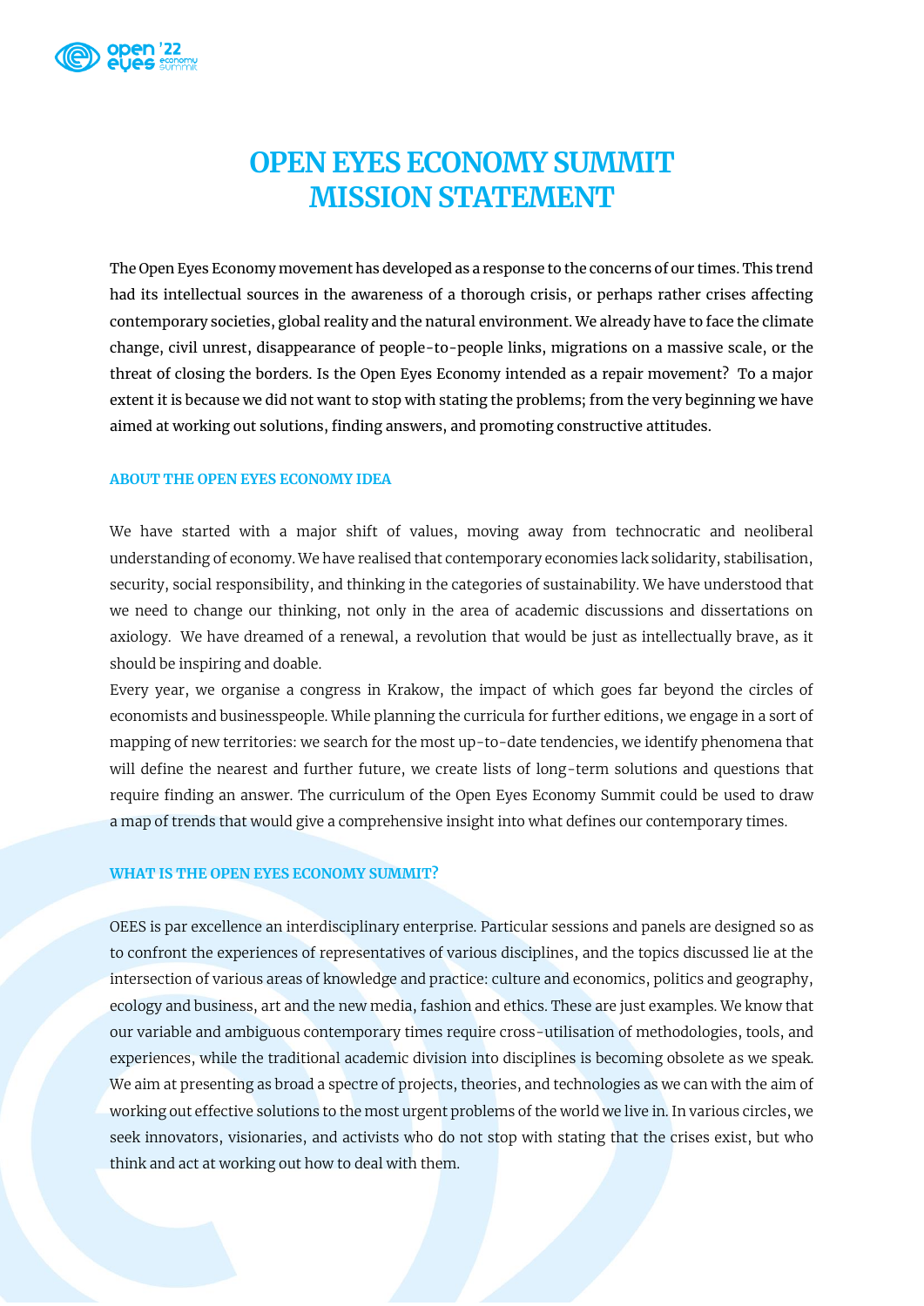# OPEN EYES ECONOMY SUMMIT MISSION STATEMENT

The Open Eyes Economy movement has developed as a response to the concerns of our times. This trend had its intellectual sources in the awareness of a thorough crisis, or perhaps rather crises affecting contemporary societies, global reality and the natural environment. We already have to face the climate change, civil unrest, disappearance of people-to-people links, migrations on a massive scale, or the threat of closing the borders. Is the Open Eyes Economy intended as a repair movement? To a major extent it is because we did not want to stop with stating the problems; from the very beginning we have aimed at working out solutions, finding answers, and promoting constructive attitudes.

## ABOUT THE OPEN EYES ECONOMY IDEA

We have started with a major shift of values, moving away from technocratic and neoliberal understanding of economy. We have realised that contemporary economies lack solidarity, stabilisation, security, social responsibility, and thinking in the categories of sustainability. We have understood that we need to change our thinking, not only in the area of academic discussions and dissertations on axiology. We have dreamed of a renewal, a revolution that would be just as intellectually brave, as it should be inspiring and doable.

Every year, we organise a congress in Krakow, the impact of which goes far beyond the circles of economists and businesspeople. While planning the curricula for further editions, we engage in a sort of mapping of new territories: we search for the most up-to-date tendencies, we identify phenomena that will define the nearest and further future, we create lists of long-term solutions and questions that require finding an answer. The curriculum of the Open Eyes Economy Summit could be used to draw a map of trends that would give a comprehensive insight into what defines our contemporary times.

## WHAT IS THE OPEN EYES ECONOMY SUMMIT?

OEES is par excellence an interdisciplinary enterprise. Particular sessions and panels are designed so as to confront the experiences of representatives of various disciplines, and the topics discussed lie at the intersection of various areas of knowledge and practice: culture and economics, politics and geography, ecology and business, art and the new media, fashion and ethics. These are just examples. We know that our variable and ambiguous contemporary times require cross-utilisation of methodologies, tools, and experiences, while the traditional academic division into disciplines is becoming obsolete as we speak. We aim at presenting as broad a spectre of projects, theories, and technologies as we can with the aim of working out effective solutions to the most urgent problems of the world we live in. In various circles, we seek innovators, visionaries, and activists who do not stop with stating that the crises exist, but who think and act at working out how to deal with them.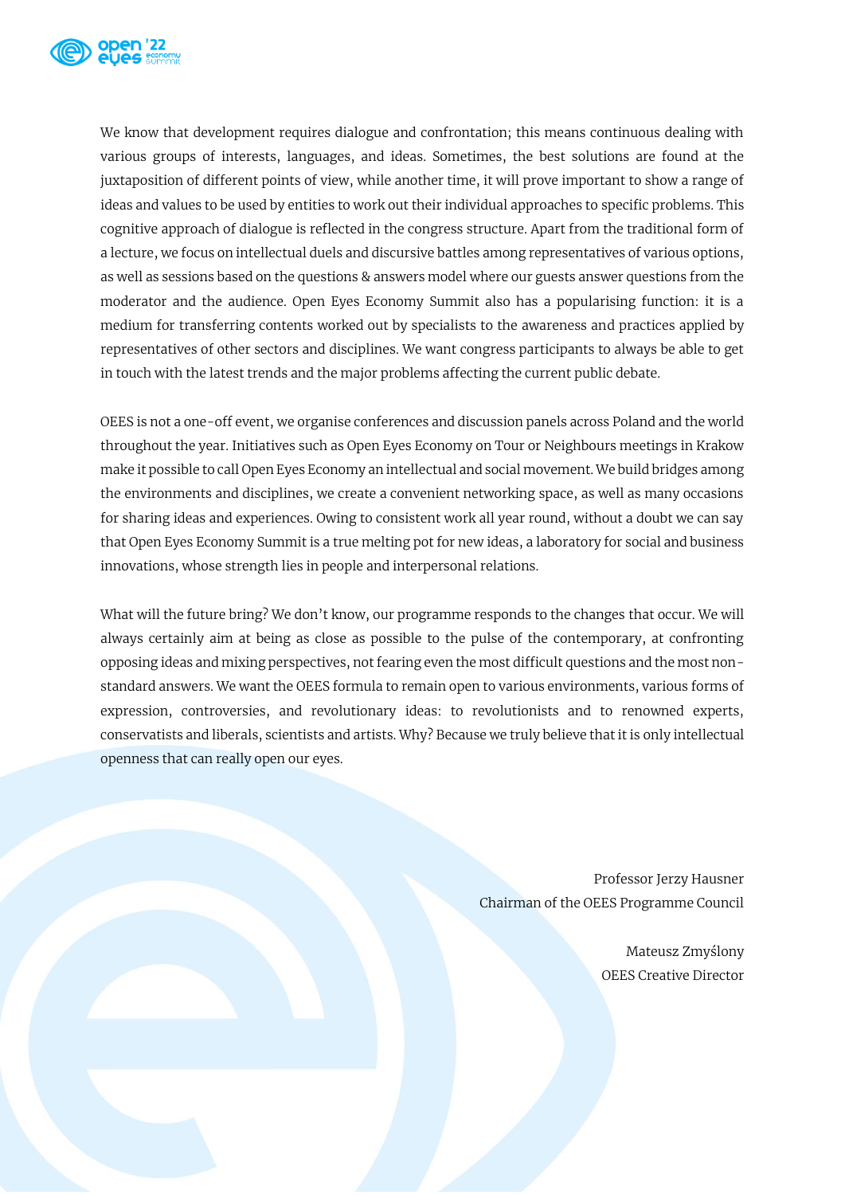We know that development requires dialogue and confrontation; this means continuous dealing with various groups of interests, languages, and ideas. Sometimes, the best solutions are found at the juxtaposition of different points of view, while another time, it will prove important to show a range of ideas and values to be used by entities to work out their individual approaches to specific problems. This cognitive approach of dialogue is reflected in the congress structure. Apart from the traditional form of a lecture, we focus on intellectual duels and discursive battles among representatives of various options, as well as sessions based on the questions & answers model where our guests answer questions from the moderator and the audience. Open Eyes Economy Summit also has a popularising function: it is a medium for transferring contents worked out by specialists to the awareness and practices applied by representatives of other sectors and disciplines. We want congress participants to always be able to get in touch with the latest trends and the major problems affecting the current public debate.

OEES is not a one-off event, we organise conferences and discussion panels across Poland and the world throughout the year. Initiatives such as Open Eyes Economy on Tour or Neighbours meetings in Krakow make it possible to call Open Eyes Economy an intellectual and social movement. We build bridges among the environments and disciplines, we create a convenient networking space, as well as many occasions for sharing ideas and experiences. Owing to consistent work all year round, without a doubt we can say that Open Eyes Economy Summit is a true melting pot for new ideas, a laboratory for social and business innovations, whose strength lies in people and interpersonal relations.

What will the future bring? We don't know, our programme responds to the changes that occur. We will always certainly aim at being as close as possible to the pulse of the contemporary, at confronting opposing ideas and mixing perspectives, not fearing even the most difficult questions and the most non-standard answers. We want the OEES formula to remain open to various environments, various forms of expression, controversies, and revolutionary ideas: to revolutionists and to renowned experts, conservatists and liberals, scientists and artists. Why? Because we truly believe that it is only intellectual openness that can really open our eyes.

Professor Jerzy Hausner
Chairman of the OEES Programme Council

Mateusz Zmyślony
OEES Creative Director